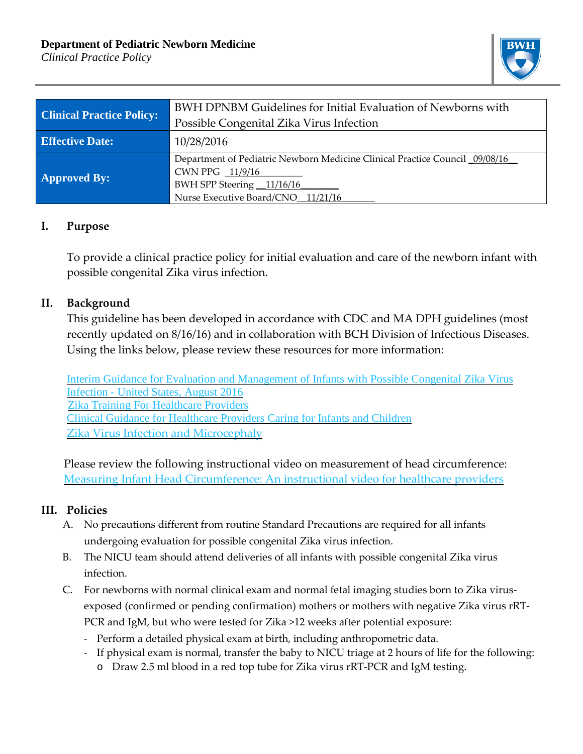**Department of Pediatric Newborn Medicine**
*Clinical Practice Policy*

| Clinical Practice Policy: | BWH DPNBM Guidelines for Initial Evaluation of Newborns with Possible Congenital Zika Virus Infection |
|---|---|
| **Effective Date:** | 10/28/2016 |
| **Approved By:** | Department of Pediatric Newborn Medicine Clinical Practice Council _09/08/16__<br>CWN PPG _11/9/16_________<br>BWH SPP Steering __11/16/16________<br>Nurse Executive Board/CNO__11/21/16_______ |

## I. Purpose

To provide a clinical practice policy for initial evaluation and care of the newborn infant with possible congenital Zika virus infection.

## II. Background

This guideline has been developed in accordance with CDC and MA DPH guidelines (most recently updated on 8/16/16) and in collaboration with BCH Division of Infectious Diseases. Using the links below, please review these resources for more information:

Interim Guidance for Evaluation and Management of Infants with Possible Congenital Zika Virus Infection - United States, August 2016
Zika Training For Healthcare Providers
Clinical Guidance for Healthcare Providers Caring for Infants and Children
Zika Virus Infection and Microcephaly

Please review the following instructional video on measurement of head circumference:
Measuring Infant Head Circumference: An instructional video for healthcare providers

## III. Policies

A. No precautions different from routine Standard Precautions are required for all infants undergoing evaluation for possible congenital Zika virus infection.

B. The NICU team should attend deliveries of all infants with possible congenital Zika virus infection.

C. For newborns with normal clinical exam and normal fetal imaging studies born to Zika virus-exposed (confirmed or pending confirmation) mothers or mothers with negative Zika virus rRT-PCR and IgM, but who were tested for Zika >12 weeks after potential exposure:
   - Perform a detailed physical exam at birth, including anthropometric data.
   - If physical exam is normal, transfer the baby to NICU triage at 2 hours of life for the following:
     - Draw 2.5 ml blood in a red top tube for Zika virus rRT-PCR and IgM testing.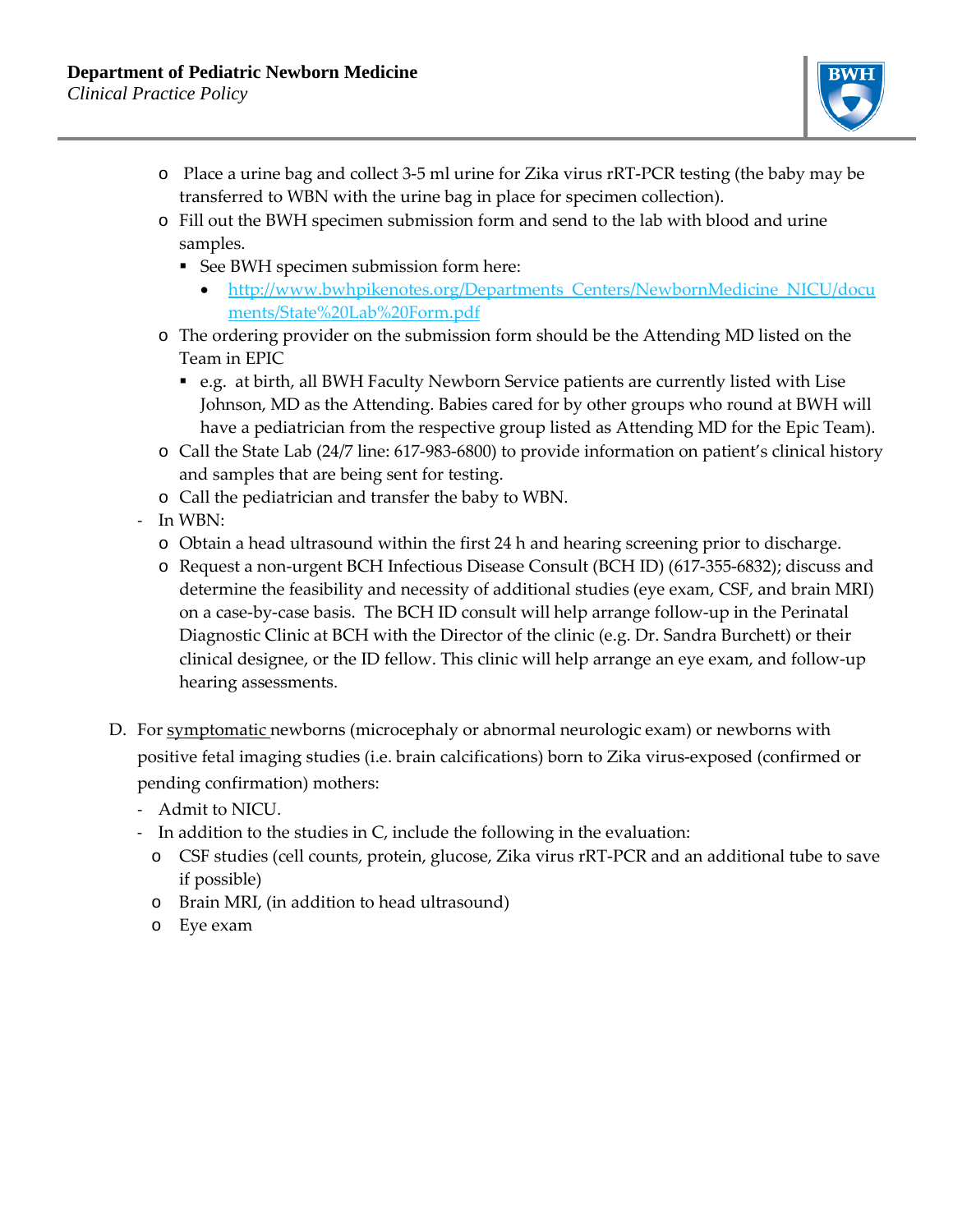- Place a urine bag and collect 3-5 ml urine for Zika virus rRT-PCR testing (the baby may be transferred to WBN with the urine bag in place for specimen collection).
- Fill out the BWH specimen submission form and send to the lab with blood and urine samples.
  - See BWH specimen submission form here:
    - http://www.bwhpikenotes.org/Departments_Centers/NewbornMedicine_NICU/documents/State%20Lab%20Form.pdf
- The ordering provider on the submission form should be the Attending MD listed on the Team in EPIC
  - e.g. at birth, all BWH Faculty Newborn Service patients are currently listed with Lise Johnson, MD as the Attending. Babies cared for by other groups who round at BWH will have a pediatrician from the respective group listed as Attending MD for the Epic Team).
- Call the State Lab (24/7 line: 617-983-6800) to provide information on patient's clinical history and samples that are being sent for testing.
- Call the pediatrician and transfer the baby to WBN.

- In WBN:
  - Obtain a head ultrasound within the first 24 h and hearing screening prior to discharge.
  - Request a non-urgent BCH Infectious Disease Consult (BCH ID) (617-355-6832); discuss and determine the feasibility and necessity of additional studies (eye exam, CSF, and brain MRI) on a case-by-case basis. The BCH ID consult will help arrange follow-up in the Perinatal Diagnostic Clinic at BCH with the Director of the clinic (e.g. Dr. Sandra Burchett) or their clinical designee, or the ID fellow. This clinic will help arrange an eye exam, and follow-up hearing assessments.

D. For symptomatic newborns (microcephaly or abnormal neurologic exam) or newborns with positive fetal imaging studies (i.e. brain calcifications) born to Zika virus-exposed (confirmed or pending confirmation) mothers:
   - Admit to NICU.
   - In addition to the studies in C, include the following in the evaluation:
     - CSF studies (cell counts, protein, glucose, Zika virus rRT-PCR and an additional tube to save if possible)
     - Brain MRI, (in addition to head ultrasound)
     - Eye exam